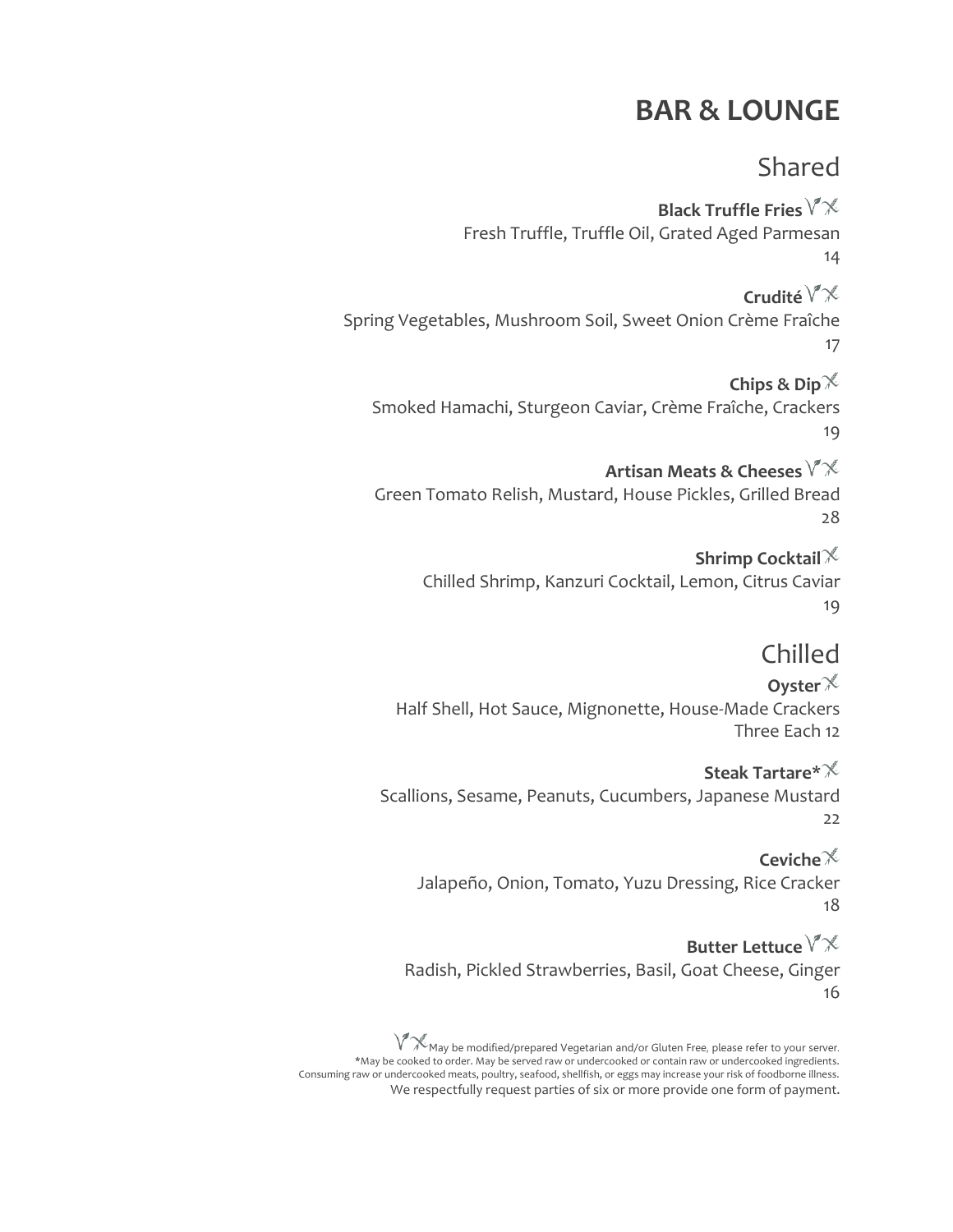# BAR & LOUNGE

## Shared

**Black Truffle Fries** V GF
Fresh Truffle, Truffle Oil, Grated Aged Parmesan
14

**Crudité** V GF
Spring Vegetables, Mushroom Soil, Sweet Onion Crème Fraîche
17

**Chips & Dip** GF
Smoked Hamachi, Sturgeon Caviar, Crème Fraîche, Crackers
19

**Artisan Meats & Cheeses** V GF
Green Tomato Relish, Mustard, House Pickles, Grilled Bread
28

**Shrimp Cocktail** GF
Chilled Shrimp, Kanzuri Cocktail, Lemon, Citrus Caviar
19

## Chilled

**Oyster** GF
Half Shell, Hot Sauce, Mignonette, House-Made Crackers
Three Each 12

**Steak Tartare*** GF
Scallions, Sesame, Peanuts, Cucumbers, Japanese Mustard
22

**Ceviche** GF
Jalapeño, Onion, Tomato, Yuzu Dressing, Rice Cracker
18

**Butter Lettuce** V GF
Radish, Pickled Strawberries, Basil, Goat Cheese, Ginger
16

V GF May be modified/prepared Vegetarian and/or Gluten Free, please refer to your server.
*May be cooked to order. May be served raw or undercooked or contain raw or undercooked ingredients.
Consuming raw or undercooked meats, poultry, seafood, shellfish, or eggs may increase your risk of foodborne illness.
We respectfully request parties of six or more provide one form of payment.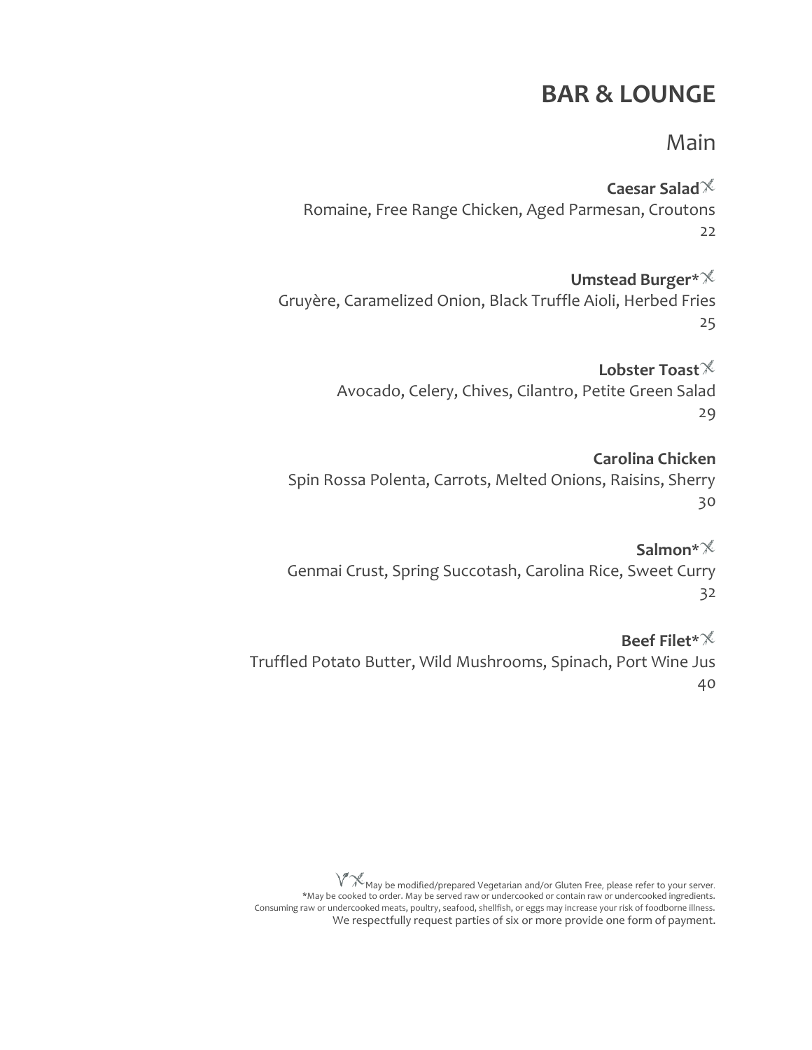# BAR & LOUNGE

## Main

**Caesar Salad**
Romaine, Free Range Chicken, Aged Parmesan, Croutons
22

**Umstead Burger***
Gruyère, Caramelized Onion, Black Truffle Aioli, Herbed Fries
25

**Lobster Toast**
Avocado, Celery, Chives, Cilantro, Petite Green Salad
29

**Carolina Chicken**
Spin Rossa Polenta, Carrots, Melted Onions, Raisins, Sherry
30

**Salmon***
Genmai Crust, Spring Succotash, Carolina Rice, Sweet Curry
32

**Beef Filet***
Truffled Potato Butter, Wild Mushrooms, Spinach, Port Wine Jus
40

May be modified/prepared Vegetarian and/or Gluten Free, please refer to your server.
*May be cooked to order. May be served raw or undercooked or contain raw or undercooked ingredients.
Consuming raw or undercooked meats, poultry, seafood, shellfish, or eggs may increase your risk of foodborne illness.
We respectfully request parties of six or more provide one form of payment.